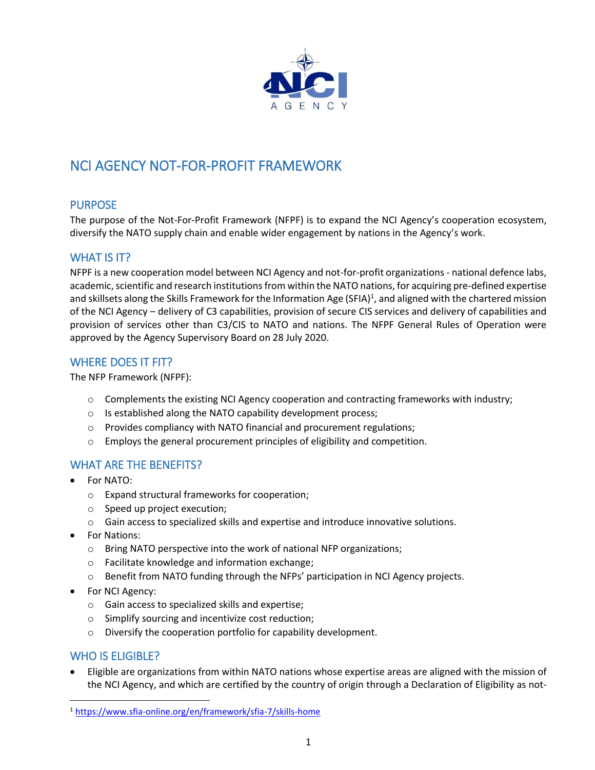# NCI AGENCY NOT-FOR-PROFIT FRAMEWORK

## PURPOSE

The purpose of the Not-For-Profit Framework (NFPF) is to expand the NCI Agency's cooperation ecosystem, diversify the NATO supply chain and enable wider engagement by nations in the Agency's work.

## WHAT IS IT?

NFPF is a new cooperation model between NCI Agency and not-for-profit organizations - national defence labs, academic, scientific and research institutions from within the NATO nations, for acquiring pre-defined expertise and skillsets along the Skills Framework for the Information Age (SFIA)[1], and aligned with the chartered mission of the NCI Agency – delivery of C3 capabilities, provision of secure CIS services and delivery of capabilities and provision of services other than C3/CIS to NATO and nations. The NFPF General Rules of Operation were approved by the Agency Supervisory Board on 28 July 2020.

## WHERE DOES IT FIT?

The NFP Framework (NFPF):

- Complements the existing NCI Agency cooperation and contracting frameworks with industry;
- Is established along the NATO capability development process;
- Provides compliancy with NATO financial and procurement regulations;
- Employs the general procurement principles of eligibility and competition.

## WHAT ARE THE BENEFITS?

- For NATO:
  - Expand structural frameworks for cooperation;
  - Speed up project execution;
  - Gain access to specialized skills and expertise and introduce innovative solutions.
- For Nations:
  - Bring NATO perspective into the work of national NFP organizations;
  - Facilitate knowledge and information exchange;
  - Benefit from NATO funding through the NFPs' participation in NCI Agency projects.
- For NCI Agency:
  - Gain access to specialized skills and expertise;
  - Simplify sourcing and incentivize cost reduction;
  - Diversify the cooperation portfolio for capability development.

## WHO IS ELIGIBLE?

- Eligible are organizations from within NATO nations whose expertise areas are aligned with the mission of the NCI Agency, and which are certified by the country of origin through a Declaration of Eligibility as not-

[1] https://www.sfia-online.org/en/framework/sfia-7/skills-home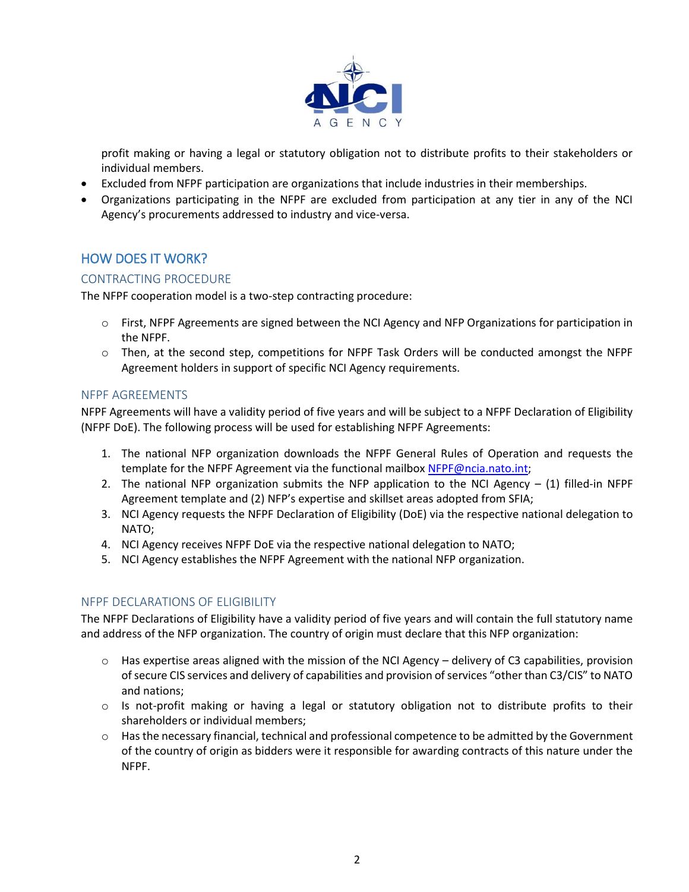profit making or having a legal or statutory obligation not to distribute profits to their stakeholders or individual members.

- Excluded from NFPF participation are organizations that include industries in their memberships.
- Organizations participating in the NFPF are excluded from participation at any tier in any of the NCI Agency's procurements addressed to industry and vice-versa.

## HOW DOES IT WORK?

### CONTRACTING PROCEDURE

The NFPF cooperation model is a two-step contracting procedure:

- First, NFPF Agreements are signed between the NCI Agency and NFP Organizations for participation in the NFPF.
- Then, at the second step, competitions for NFPF Task Orders will be conducted amongst the NFPF Agreement holders in support of specific NCI Agency requirements.

### NFPF AGREEMENTS

NFPF Agreements will have a validity period of five years and will be subject to a NFPF Declaration of Eligibility (NFPF DoE). The following process will be used for establishing NFPF Agreements:

1. The national NFP organization downloads the NFPF General Rules of Operation and requests the template for the NFPF Agreement via the functional mailbox NFPF@ncia.nato.int;
2. The national NFP organization submits the NFP application to the NCI Agency – (1) filled-in NFPF Agreement template and (2) NFP's expertise and skillset areas adopted from SFIA;
3. NCI Agency requests the NFPF Declaration of Eligibility (DoE) via the respective national delegation to NATO;
4. NCI Agency receives NFPF DoE via the respective national delegation to NATO;
5. NCI Agency establishes the NFPF Agreement with the national NFP organization.

### NFPF DECLARATIONS OF ELIGIBILITY

The NFPF Declarations of Eligibility have a validity period of five years and will contain the full statutory name and address of the NFP organization. The country of origin must declare that this NFP organization:

- Has expertise areas aligned with the mission of the NCI Agency – delivery of C3 capabilities, provision of secure CIS services and delivery of capabilities and provision of services "other than C3/CIS" to NATO and nations;
- Is not-profit making or having a legal or statutory obligation not to distribute profits to their shareholders or individual members;
- Has the necessary financial, technical and professional competence to be admitted by the Government of the country of origin as bidders were it responsible for awarding contracts of this nature under the NFPF.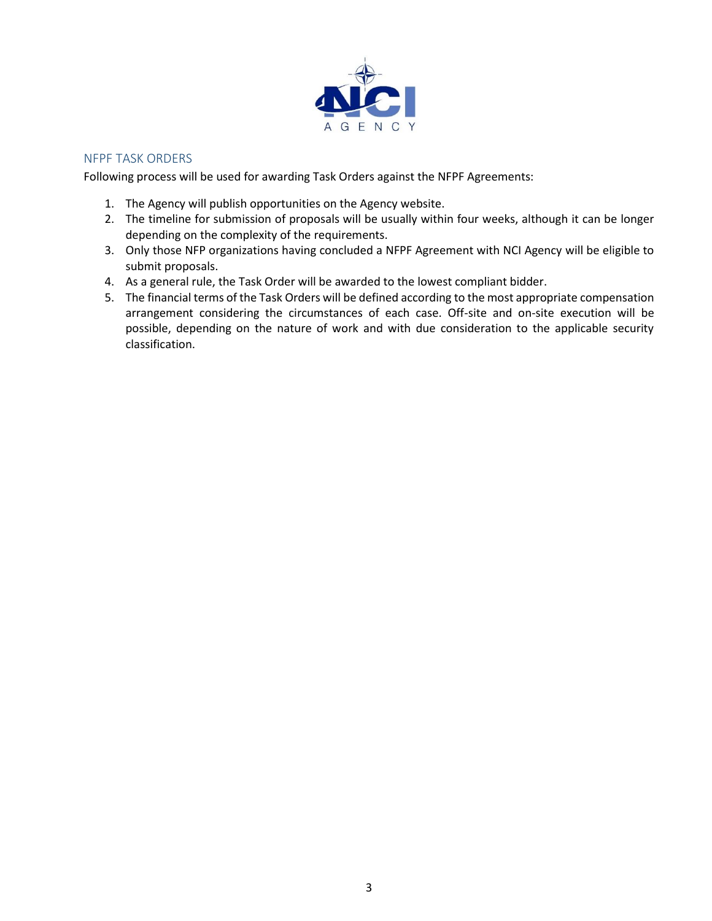## NFPF TASK ORDERS

Following process will be used for awarding Task Orders against the NFPF Agreements:

1. The Agency will publish opportunities on the Agency website.
2. The timeline for submission of proposals will be usually within four weeks, although it can be longer depending on the complexity of the requirements.
3. Only those NFP organizations having concluded a NFPF Agreement with NCI Agency will be eligible to submit proposals.
4. As a general rule, the Task Order will be awarded to the lowest compliant bidder.
5. The financial terms of the Task Orders will be defined according to the most appropriate compensation arrangement considering the circumstances of each case. Off-site and on-site execution will be possible, depending on the nature of work and with due consideration to the applicable security classification.